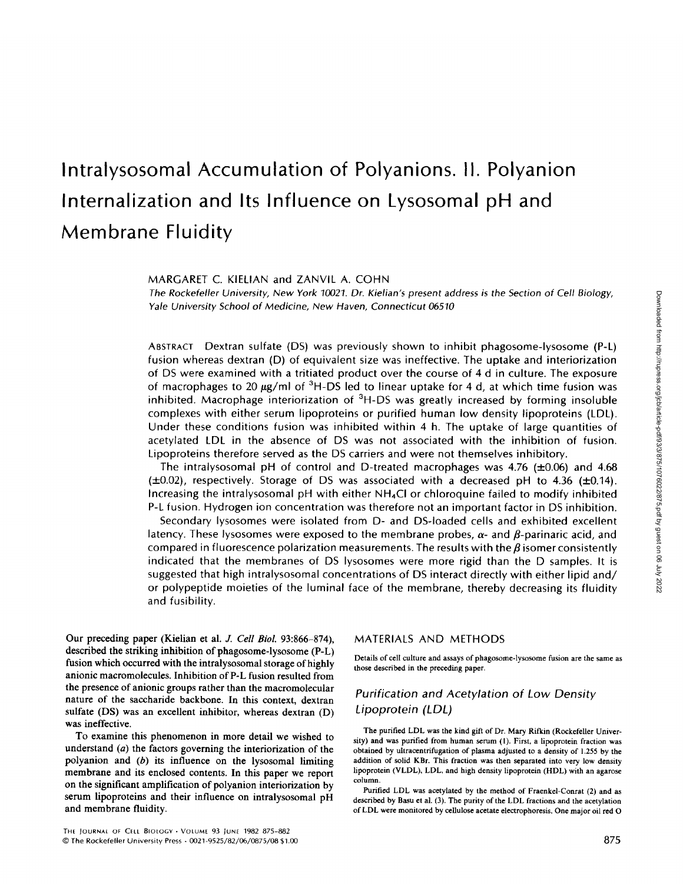# Intralysosomal Accumulation of Polyanions. II. Polyanion Internalization and Its Influence on Lysosomal pH and Membrane Fluidity

MARGARET C. KIELIAN and ZANVIL A. COHN

*The Rockefeller University, New York 10021. Dr. Kielian's present address is the Section of Cell Biology, Yale University School of Medicine, New Haven, Connecticut 06510*

ABSTRACT Dextran sulfate (DS) was previously shown to inhibit phagosome-lysosome (P-L) fusion whereas dextran (D) of equivalent size was ineffective. The uptake and interiorization of DS were examined with a tritiated product over the course of 4 d in culture. The exposure of macrophages to 20 $\mu$g/ml of $^3$H-DS led to linear uptake for 4 d, at which time fusion was inhibited. Macrophage interiorization of $^3$H-DS was greatly increased by forming insoluble complexes with either serum lipoproteins or purified human low density lipoproteins (LDL). Under these conditions fusion was inhibited within 4 h. The uptake of large quantities of acetylated LDL in the absence of DS was not associated with the inhibition of fusion. Lipoproteins therefore served as the DS carriers and were not themselves inhibitory.

The intralysosomal pH of control and D-treated macrophages was 4.76 ($\pm$0.06) and 4.68 ($\pm$0.02), respectively. Storage of DS was associated with a decreased pH to 4.36 ($\pm$0.14). Increasing the intralysosomal pH with either $NH_4Cl$ or chloroquine failed to modify inhibited P-L fusion. Hydrogen ion concentration was therefore not an important factor in DS inhibition.

Secondary lysosomes were isolated from D- and DS-loaded cells and exhibited excellent latency. These lysosomes were exposed to the membrane probes, $\alpha$- and $\beta$-parinaric acid, and compared in fluorescence polarization measurements. The results with the $\beta$ isomer consistently indicated that the membranes of DS lysosomes were more rigid than the D samples. It is suggested that high intralysosomal concentrations of DS interact directly with either lipid and/or polypeptide moieties of the luminal face of the membrane, thereby decreasing its fluidity and fusibility.

Our preceding paper (Kielian et al. *J. Cell Biol.* 93:866–874), described the striking inhibition of phagosome-lysosome (P-L) fusion which occurred with the intralysosomal storage of highly anionic macromolecules. Inhibition of P-L fusion resulted from the presence of anionic groups rather than the macromolecular nature of the saccharide backbone. In this context, dextran sulfate (DS) was an excellent inhibitor, whereas dextran (D) was ineffective.

To examine this phenomenon in more detail we wished to understand (*a*) the factors governing the interiorization of the polyanion and (*b*) its influence on the lysosomal limiting membrane and its enclosed contents. In this paper we report on the significant amplification of polyanion interiorization by serum lipoproteins and their influence on intralysosomal pH and membrane fluidity.

## MATERIALS AND METHODS

Details of cell culture and assays of phagosome-lysosome fusion are the same as those described in the preceding paper.

### Purification and Acetylation of Low Density Lipoprotein (LDL)

The purified LDL was the kind gift of Dr. Mary Rifkin (Rockefeller University) and was purified from human serum (1). First, a lipoprotein fraction was obtained by ultracentrifugation of plasma adjusted to a density of 1.255 by the addition of solid KBr. This fraction was then separated into very low density lipoprotein (VLDL), LDL, and high density lipoprotein (HDL) with an agarose column.

Purified LDL was acetylated by the method of Fraenkel-Conrat (2) and as described by Basu et al. (3). The purity of the LDL fractions and the acetylation of LDL were monitored by cellulose acetate electrophoresis. One major oil red O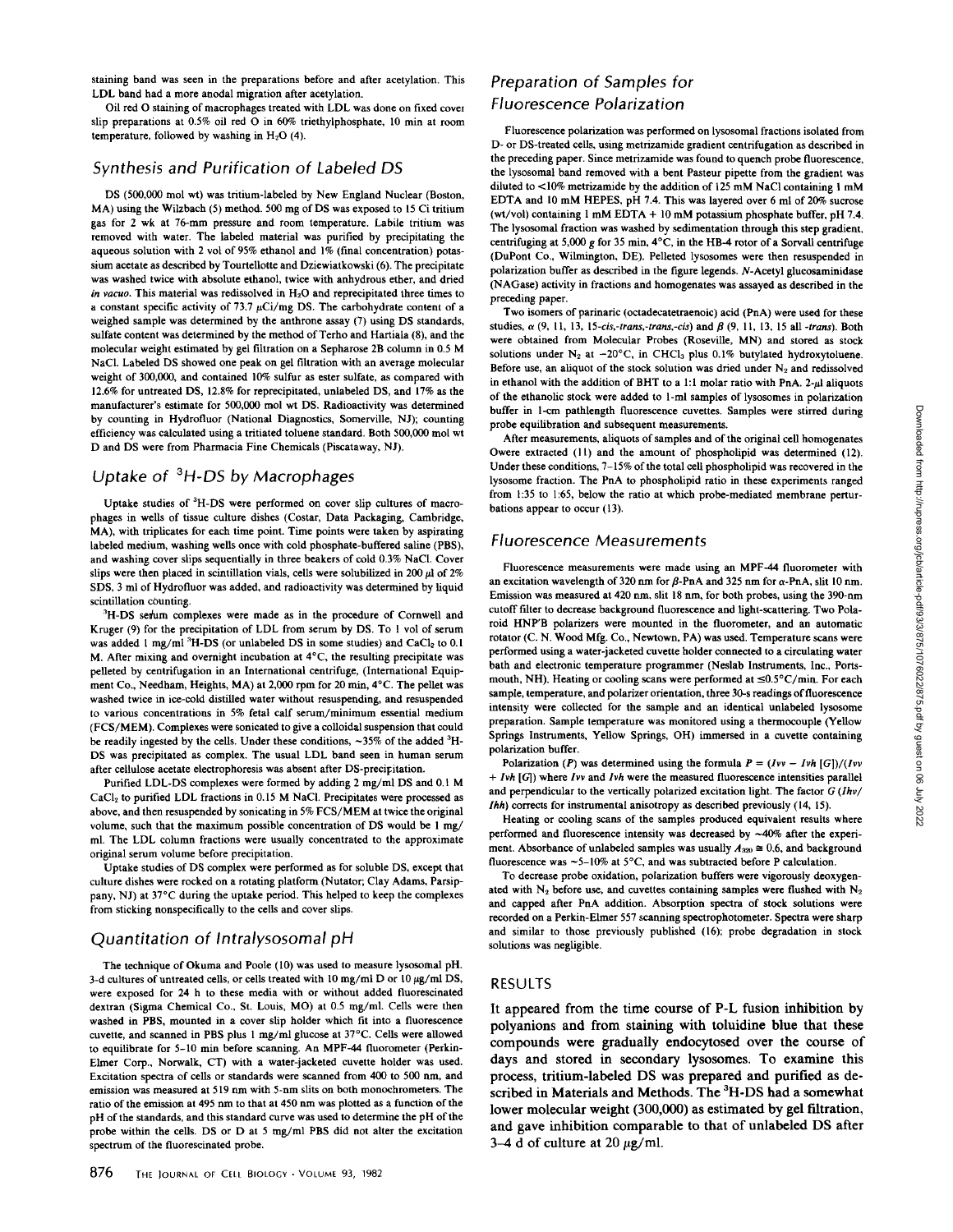staining band was seen in the preparations before and after acetylation. This LDL band had a more anodal migration after acetylation.

Oil red O staining of macrophages treated with LDL was done on fixed cover slip preparations at 0.5% oil red O in 60% triethylphosphate, 10 min at room temperature, followed by washing in $H_2O$ (4).

## Synthesis and Purification of Labeled DS

DS (500,000 mol wt) was tritium-labeled by New England Nuclear (Boston, MA) using the Wilzbach (5) method. 500 mg of DS was exposed to 15 Ci tritium gas for 2 wk at 76-mm pressure and room temperature. Labile tritium was removed with water. The labeled material was purified by precipitating the aqueous solution with 2 vol of 95% ethanol and 1% (final concentration) potassium acetate as described by Tourtellotte and Dziewiatkowski (6). The precipitate was washed twice with absolute ethanol, twice with anhydrous ether, and dried *in vacuo*. This material was redissolved in $H_2O$ and reprecipitated three times to a constant specific activity of 73.7 μCi/mg DS. The carbohydrate content of a weighed sample was determined by the anthrone assay (7) using DS standards, sulfate content was determined by the method of Terho and Hartiala (8), and the molecular weight estimated by gel filtration on a Sepharose 2B column in 0.5 M NaCl. Labeled DS showed one peak on gel filtration with an average molecular weight of 300,000, and contained 10% sulfur as ester sulfate, as compared with 12.6% for untreated DS, 12.8% for reprecipitated, unlabeled DS, and 17% as the manufacturer's estimate for 500,000 mol wt DS. Radioactivity was determined by counting in Hydrofluor (National Diagnostics, Somerville, NJ); counting efficiency was calculated using a tritiated toluene standard. Both 500,000 mol wt D and DS were from Pharmacia Fine Chemicals (Piscataway, NJ).

## Uptake of $^3$H-DS by Macrophages

Uptake studies of $^3$H-DS were performed on cover slip cultures of macrophages in wells of tissue culture dishes (Costar, Data Packaging, Cambridge, MA), with triplicates for each time point. Time points were taken by aspirating labeled medium, washing wells once with cold phosphate-buffered saline (PBS), and washing cover slips sequentially in three beakers of cold 0.3% NaCl. Cover slips were then placed in scintillation vials, cells were solubilized in 200 μl of 2% SDS, 3 ml of Hydrofluor was added, and radioactivity was determined by liquid scintillation counting.

$^3$H-DS serum complexes were made as in the procedure of Cornwell and Kruger (9) for the precipitation of LDL from serum by DS. To 1 vol of serum was added 1 mg/ml $^3$H-DS (or unlabeled DS in some studies) and $CaCl_2$ to 0.1 M. After mixing and overnight incubation at 4°C, the resulting precipitate was pelleted by centrifugation in an International centrifuge, (International Equipment Co., Needham, Heights, MA) at 2,000 rpm for 20 min, 4°C. The pellet was washed twice in ice-cold distilled water without resuspending, and resuspended to various concentrations in 5% fetal calf serum/minimum essential medium (FCS/MEM). Complexes were sonicated to give a colloidal suspension that could be readily ingested by the cells. Under these conditions, ~35% of the added $^3$H-DS was precipitated as complex. The usual LDL band seen in human serum after cellulose acetate electrophoresis was absent after DS-precipitation.

Purified LDL-DS complexes were formed by adding 2 mg/ml DS and 0.1 M $CaCl_2$ to purified LDL fractions in 0.15 M NaCl. Precipitates were processed as above, and then resuspended by sonicating in 5% FCS/MEM at twice the original volume, such that the maximum possible concentration of DS would be 1 mg/ml. The LDL column fractions were usually concentrated to the approximate original serum volume before precipitation.

Uptake studies of DS complex were performed as for soluble DS, except that culture dishes were rocked on a rotating platform (Nutator; Clay Adams, Parsippany, NJ) at 37°C during the uptake period. This helped to keep the complexes from sticking nonspecifically to the cells and cover slips.

## Quantitation of Intralysosomal pH

The technique of Okuma and Poole (10) was used to measure lysosomal pH. 3-d cultures of untreated cells, or cells treated with 10 mg/ml D or 10 μg/ml DS, were exposed for 24 h to these media with or without added fluoresceinated dextran (Sigma Chemical Co., St. Louis, MO) at 0.5 mg/ml. Cells were then washed in PBS, mounted in a cover slip holder which fit into a fluorescence cuvette, and scanned in PBS plus 1 mg/ml glucose at 37°C. Cells were allowed to equilibrate for 5–10 min before scanning. An MPF-44 fluorometer (Perkin-Elmer Corp., Norwalk, CT) with a water-jacketed cuvette holder was used. Excitation spectra of cells or standards were scanned from 400 to 500 nm, and emission was measured at 519 nm with 5-nm slits on both monochrometers. The ratio of the emission at 495 nm to that at 450 nm was plotted as a function of the pH of the standards, and this standard curve was used to determine the pH of the probe within the cells. DS or D at 5 mg/ml PBS did not alter the excitation spectrum of the fluorescinated probe.

## Preparation of Samples for Fluorescence Polarization

Fluorescence polarization was performed on lysosomal fractions isolated from D- or DS-treated cells, using metrizamide gradient centrifugation as described in the preceding paper. Since metrizamide was found to quench probe fluorescence, the lysosomal band removed with a bent Pasteur pipette from the gradient was diluted to <10% metrizamide by the addition of 125 mM NaCl containing 1 mM EDTA and 10 mM HEPES, pH 7.4. This was layered over 6 ml of 20% sucrose (wt/vol) containing 1 mM EDTA + 10 mM potassium phosphate buffer, pH 7.4. The lysosomal fraction was washed by sedimentation through this step gradient, centrifuging at 5,000 *g* for 35 min, 4°C, in the HB-4 rotor of a Sorvall centrifuge (DuPont Co., Wilmington, DE). Pelleted lysosomes were then resuspended in polarization buffer as described in the figure legends. *N*-Acetyl glucosaminidase (NAGase) activity in fractions and homogenates was assayed as described in the preceding paper.

Two isomers of parinaric (octadecatetraenoic) acid (PnA) were used for these studies, α (9, 11, 13, 15-*cis,-trans,-trans,-cis*) and β (9, 11, 13, 15 all *-trans*). Both were obtained from Molecular Probes (Roseville, MN) and stored as stock solutions under $N_2$ at −20°C, in $CHCl_3$ plus 0.1% butylated hydroxytoluene. Before use, an aliquot of the stock solution was dried under $N_2$ and redissolved in ethanol with the addition of BHT to a 1:1 molar ratio with PnA. 2-μl aliquots of the ethanolic stock were added to 1-ml samples of lysosomes in polarization buffer in 1-cm pathlength fluorescence cuvettes. Samples were stirred during probe equilibration and subsequent measurements.

After measurements, aliquots of samples and of the original cell homogenates Owere extracted (11) and the amount of phospholipid was determined (12). Under these conditions, 7–15% of the total cell phospholipid was recovered in the lysosome fraction. The PnA to phospholipid ratio in these experiments ranged from 1:35 to 1:65, below the ratio at which probe-mediated membrane perturbations appear to occur (13).

## Fluorescence Measurements

Fluorescence measurements were made using an MPF-44 fluorometer with an excitation wavelength of 320 nm for β-PnA and 325 nm for α-PnA, slit 10 nm. Emission was measured at 420 nm, slit 18 nm, for both probes, using the 390-nm cutoff filter to decrease background fluorescence and light-scattering. Two Polaroid HNP'B polarizers were mounted in the fluorometer, and an automatic rotator (C. N. Wood Mfg. Co., Newtown, PA) was used. Temperature scans were performed using a water-jacketed cuvette holder connected to a circulating water bath and electronic temperature programmer (Neslab Instruments, Inc., Portsmouth, NH). Heating or cooling scans were performed at ≤0.5°C/min. For each sample, temperature, and polarizer orientation, three 30-s readings of fluorescence intensity were collected for the sample and an identical unlabeled lysosome preparation. Sample temperature was monitored using a thermocouple (Yellow Springs Instruments, Yellow Springs, OH) immersed in a cuvette containing polarization buffer.

Polarization ($P$) was determined using the formula $P = (I_{vv} - I_{vh}[G])/(I_{vv} + I_{vh}[G])$ where $I_{vv}$ and $I_{vh}$ were the measured fluorescence intensities parallel and perpendicular to the vertically polarized excitation light. The factor $G$ ($I_{hv}/I_{hh}$) corrects for instrumental anisotropy as described previously (14, 15).

Heating or cooling scans of the samples produced equivalent results where performed and fluorescence intensity was decreased by ~40% after the experiment. Absorbance of unlabeled samples was usually $A_{320} \cong 0.6$, and background fluorescence was ~5–10% at 5°C, and was subtracted before P calculation.

To decrease probe oxidation, polarization buffers were vigorously deoxygenated with $N_2$ before use, and cuvettes containing samples were flushed with $N_2$ and capped after PnA addition. Absorption spectra of stock solutions were recorded on a Perkin-Elmer 557 scanning spectrophotometer. Spectra were sharp and similar to those previously published (16); probe degradation in stock solutions was negligible.

# RESULTS

It appeared from the time course of P-L fusion inhibition by polyanions and from staining with toluidine blue that these compounds were gradually endocytosed over the course of days and stored in secondary lysosomes. To examine this process, tritium-labeled DS was prepared and purified as described in Materials and Methods. The $^3$H-DS had a somewhat lower molecular weight (300,000) as estimated by gel filtration, and gave inhibition comparable to that of unlabeled DS after 3–4 d of culture at 20 μg/ml.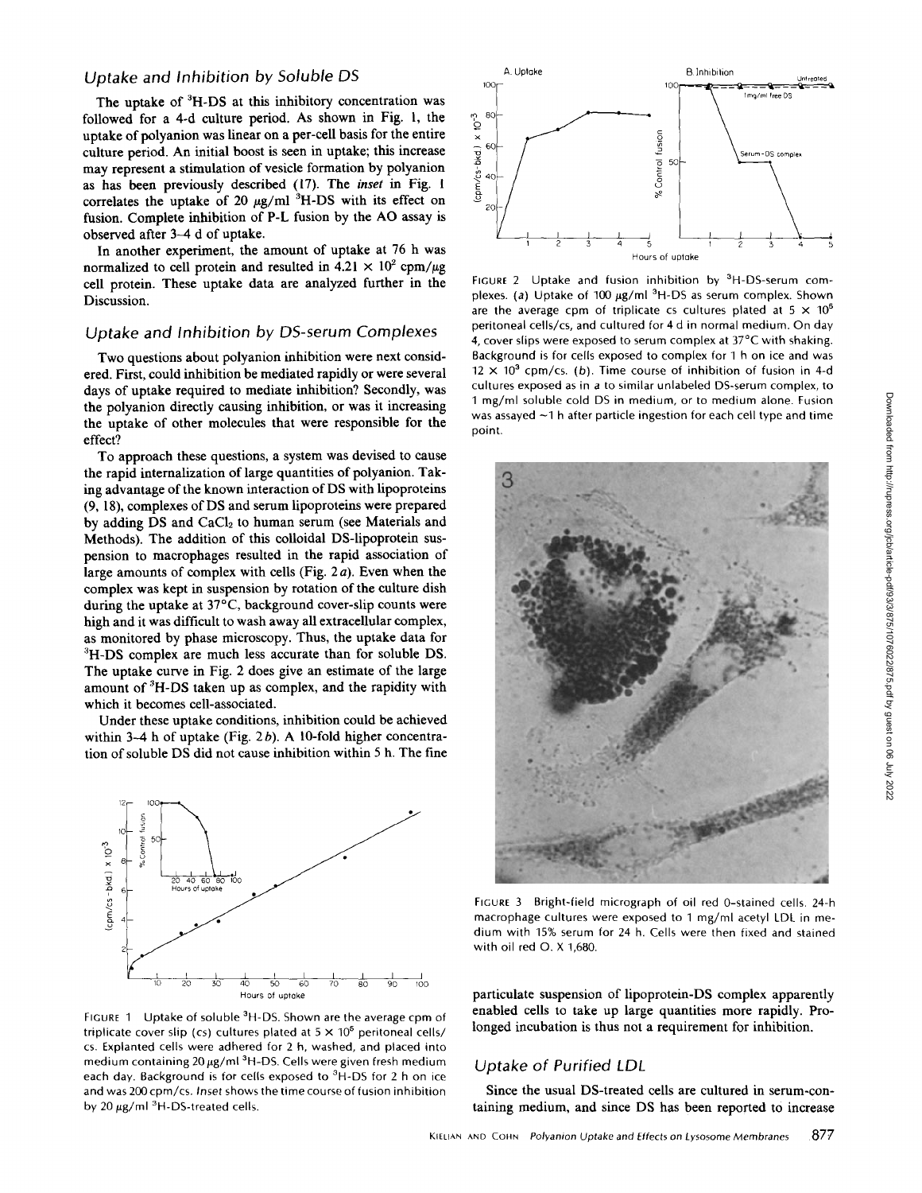### Uptake and Inhibition by Soluble DS

The uptake of $^3$H-DS at this inhibitory concentration was followed for a 4-d culture period. As shown in Fig. 1, the uptake of polyanion was linear on a per-cell basis for the entire culture period. An initial boost is seen in uptake; this increase may represent a stimulation of vesicle formation by polyanion as has been previously described (17). The *inset* in Fig. 1 correlates the uptake of 20 μg/ml $^3$H-DS with its effect on fusion. Complete inhibition of P-L fusion by the AO assay is observed after 3-4 d of uptake.

In another experiment, the amount of uptake at 76 h was normalized to cell protein and resulted in $4.21 \times 10^2$ cpm/μg cell protein. These uptake data are analyzed further in the Discussion.

### Uptake and Inhibition by DS-serum Complexes

Two questions about polyanion inhibition were next considered. First, could inhibition be mediated rapidly or were several days of uptake required to mediate inhibition? Secondly, was the polyanion directly causing inhibition, or was it increasing the uptake of other molecules that were responsible for the effect?

To approach these questions, a system was devised to cause the rapid internalization of large quantities of polyanion. Taking advantage of the known interaction of DS with lipoproteins (9, 18), complexes of DS and serum lipoproteins were prepared by adding DS and $CaCl_2$ to human serum (see Materials and Methods). The addition of this colloidal DS-lipoprotein suspension to macrophages resulted in the rapid association of large amounts of complex with cells (Fig. 2*a*). Even when the complex was kept in suspension by rotation of the culture dish during the uptake at 37°C, background cover-slip counts were high and it was difficult to wash away all extracellular complex, as monitored by phase microscopy. Thus, the uptake data for $^3$H-DS complex are much less accurate than for soluble DS. The uptake curve in Fig. 2 does give an estimate of the large amount of $^3$H-DS taken up as complex, and the rapidity with which it becomes cell-associated.

Under these uptake conditions, inhibition could be achieved within 3-4 h of uptake (Fig. 2*b*). A 10-fold higher concentration of soluble DS did not cause inhibition within 5 h. The fine particulate suspension of lipoprotein-DS complex apparently enabled cells to take up large quantities more rapidly. Prolonged incubation is thus not a requirement for inhibition.

FIGURE 1 Uptake of soluble $^3$H-DS. Shown are the average cpm of triplicate cover slip (cs) cultures plated at $5 \times 10^5$ peritoneal cells/cs. Explanted cells were adhered for 2 h, washed, and placed into medium containing 20 μg/ml $^3$H-DS. Cells were given fresh medium each day. Background is for cells exposed to $^3$H-DS for 2 h on ice and was 200 cpm/cs. *Inset* shows the time course of fusion inhibition by 20 μg/ml $^3$H-DS-treated cells.

FIGURE 2 Uptake and fusion inhibition by $^3$H-DS-serum complexes. (*a*) Uptake of 100 μg/ml $^3$H-DS as serum complex. Shown are the average cpm of triplicate cs cultures plated at $5 \times 10^5$ peritoneal cells/cs, and cultured for 4 d in normal medium. On day 4, cover slips were exposed to serum complex at 37°C with shaking. Background is for cells exposed to complex for 1 h on ice and was $12 \times 10^3$ cpm/cs. (*b*). Time course of inhibition of fusion in 4-d cultures exposed as in *a* to similar unlabeled DS-serum complex, to 1 mg/ml soluble cold DS in medium, or to medium alone. Fusion was assayed ~1 h after particle ingestion for each cell type and time point.

FIGURE 3 Bright-field micrograph of oil red O-stained cells. 24-h macrophage cultures were exposed to 1 mg/ml acetyl LDL in medium with 15% serum for 24 h. Cells were then fixed and stained with oil red O. X 1,680.

### Uptake of Purified LDL

Since the usual DS-treated cells are cultured in serum-containing medium, and since DS has been reported to increase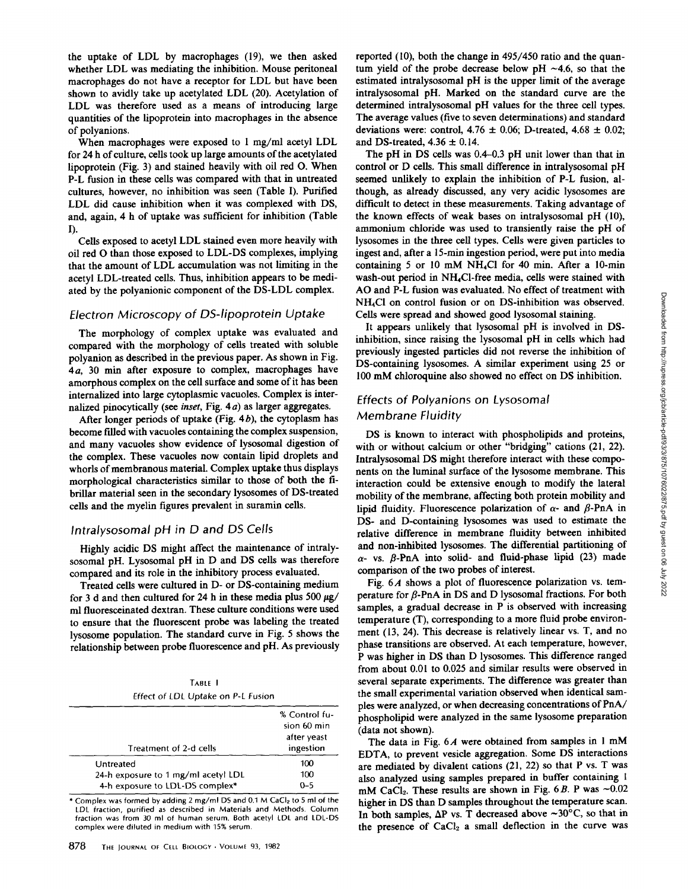the uptake of LDL by macrophages (19), we then asked whether LDL was mediating the inhibition. Mouse peritoneal macrophages do not have a receptor for LDL but have been shown to avidly take up acetylated LDL (20). Acetylation of LDL was therefore used as a means of introducing large quantities of the lipoprotein into macrophages in the absence of polyanions.

When macrophages were exposed to 1 mg/ml acetyl LDL for 24 h of culture, cells took up large amounts of the acetylated lipoprotein (Fig. 3) and stained heavily with oil red O. When P-L fusion in these cells was compared with that in untreated cultures, however, no inhibition was seen (Table I). Purified LDL did cause inhibition when it was complexed with DS, and, again, 4 h of uptake was sufficient for inhibition (Table I).

Cells exposed to acetyl LDL stained even more heavily with oil red O than those exposed to LDL-DS complexes, implying that the amount of LDL accumulation was not limiting in the acetyl LDL-treated cells. Thus, inhibition appears to be mediated by the polyanionic component of the DS-LDL complex.

### Electron Microscopy of DS-lipoprotein Uptake

The morphology of complex uptake was evaluated and compared with the morphology of cells treated with soluble polyanion as described in the previous paper. As shown in Fig. 4*a*, 30 min after exposure to complex, macrophages have amorphous complex on the cell surface and some of it has been internalized into large cytoplasmic vacuoles. Complex is internalized pinocytically (see *inset*, Fig. 4*a*) as larger aggregates.

After longer periods of uptake (Fig. 4*b*), the cytoplasm has become filled with vacuoles containing the complex suspension, and many vacuoles show evidence of lysosomal digestion of the complex. These vacuoles now contain lipid droplets and whorls of membranous material. Complex uptake thus displays morphological characteristics similar to those of both the fibrillar material seen in the secondary lysosomes of DS-treated cells and the myelin figures prevalent in suramin cells.

### Intralysosomal pH in D and DS Cells

Highly acidic DS might affect the maintenance of intralysosomal pH. Lysosomal pH in D and DS cells was therefore compared and its role in the inhibitory process evaluated.

Treated cells were cultured in D- or DS-containing medium for 3 d and then cultured for 24 h in these media plus 500 μg/ml fluoresceinated dextran. These culture conditions were used to ensure that the fluorescent probe was labeling the treated lysosome population. The standard curve in Fig. 5 shows the relationship between probe fluorescence and pH. As previously reported (10), both the change in 495/450 ratio and the quantum yield of the probe decrease below pH ~4.6, so that the estimated intralysosomal pH is the upper limit of the average intralysosomal pH. Marked on the standard curve are the determined intralysosomal pH values for the three cell types. The average values (five to seven determinations) and standard deviations were: control, 4.76 ± 0.06; D-treated, 4.68 ± 0.02; and DS-treated, 4.36 ± 0.14.

The pH in DS cells was 0.4–0.3 pH unit lower than that in control or D cells. This small difference in intralysosomal pH seemed unlikely to explain the inhibition of P-L fusion, although, as already discussed, any very acidic lysosomes are difficult to detect in these measurements. Taking advantage of the known effects of weak bases on intralysosomal pH (10), ammonium chloride was used to transiently raise the pH of lysosomes in the three cell types. Cells were given particles to ingest and, after a 15-min ingestion period, were put into media containing 5 or 10 mM $NH_4Cl$ for 40 min. After a 10-min wash-out period in $NH_4Cl$-free media, cells were stained with AO and P-L fusion was evaluated. No effect of treatment with $NH_4Cl$ on control fusion or on DS-inhibition was observed. Cells were spread and showed good lysosomal staining.

It appears unlikely that lysosomal pH is involved in DS-inhibition, since raising the lysosomal pH in cells which had previously ingested particles did not reverse the inhibition of DS-containing lysosomes. A similar experiment using 25 or 100 mM chloroquine also showed no effect on DS inhibition.

### Effects of Polyanions on Lysosomal Membrane Fluidity

DS is known to interact with phospholipids and proteins, with or without calcium or other "bridging" cations (21, 22). Intralysosomal DS might therefore interact with these components on the luminal surface of the lysosome membrane. This interaction could be extensive enough to modify the lateral mobility of the membrane, affecting both protein mobility and lipid fluidity. Fluorescence polarization of α- and β-PnA in DS- and D-containing lysosomes was used to estimate the relative difference in membrane fluidity between inhibited and non-inhibited lysosomes. The differential partitioning of α- vs. β-PnA into solid- and fluid-phase lipid (23) made comparison of the two probes of interest.

Fig. 6*A* shows a plot of fluorescence polarization vs. temperature for β-PnA in DS and D lysosomal fractions. For both samples, a gradual decrease in P is observed with increasing temperature (T), corresponding to a more fluid probe environment (13, 24). This decrease is relatively linear vs. T, and no phase transitions are observed. At each temperature, however, P was higher in DS than D lysosomes. This difference ranged from about 0.01 to 0.025 and similar results were observed in several separate experiments. The difference was greater than the small experimental variation observed when identical samples were analyzed, or when decreasing concentrations of PnA/phospholipid were analyzed in the same lysosome preparation (data not shown).

The data in Fig. 6*A* were obtained from samples in 1 mM EDTA, to prevent vesicle aggregation. Some DS interactions are mediated by divalent cations (21, 22) so that P vs. T was also analyzed using samples prepared in buffer containing 1 mM $CaCl_2$. These results are shown in Fig. 6*B*. P was ~0.02 higher in DS than D samples throughout the temperature scan. In both samples, ΔP vs. T decreased above ~30°C, so that in the presence of $CaCl_2$ a small deflection in the curve was

TABLE I
Effect of LDL Uptake on P-L Fusion

| Treatment of 2-d cells | % Control fusion 60 min after yeast ingestion |
|---|---|
| Untreated | 100 |
| 24-h exposure to 1 mg/ml acetyl LDL | 100 |
| 4-h exposure to LDL-DS complex* | 0–5 |

\* Complex was formed by adding 2 mg/ml DS and 0.1 M $CaCl_2$ to 5 ml of the LDL fraction, purified as described in Materials and Methods. Column fraction was from 30 ml of human serum. Both acetyl LDL and LDL-DS complex were diluted in medium with 15% serum.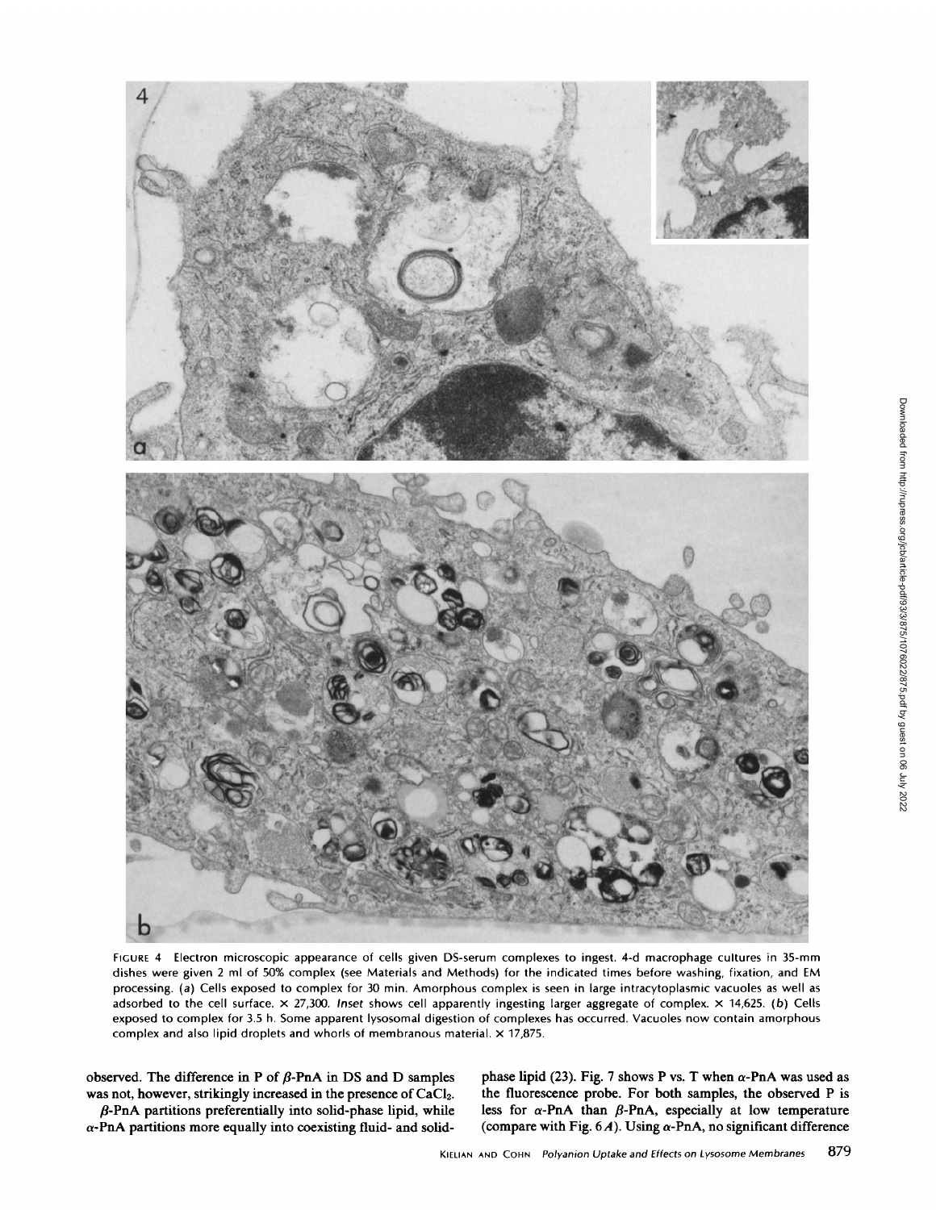FIGURE 4 Electron microscopic appearance of cells given DS-serum complexes to ingest. 4-d macrophage cultures in 35-mm dishes were given 2 ml of 50% complex (see Materials and Methods) for the indicated times before washing, fixation, and EM processing. (a) Cells exposed to complex for 30 min. Amorphous complex is seen in large intracytoplasmic vacuoles as well as adsorbed to the cell surface. × 27,300. *Inset* shows cell apparently ingesting larger aggregate of complex. × 14,625. (b) Cells exposed to complex for 3.5 h. Some apparent lysosomal digestion of complexes has occurred. Vacuoles now contain amorphous complex and also lipid droplets and whorls of membranous material. × 17,875.

observed. The difference in P of β-PnA in DS and D samples was not, however, strikingly increased in the presence of $CaCl_2$.

β-PnA partitions preferentially into solid-phase lipid, while α-PnA partitions more equally into coexisting fluid- and solid-phase lipid (23). Fig. 7 shows P vs. T when α-PnA was used as the fluorescence probe. For both samples, the observed P is less for α-PnA than β-PnA, especially at low temperature (compare with Fig. 6 *A*). Using α-PnA, no significant difference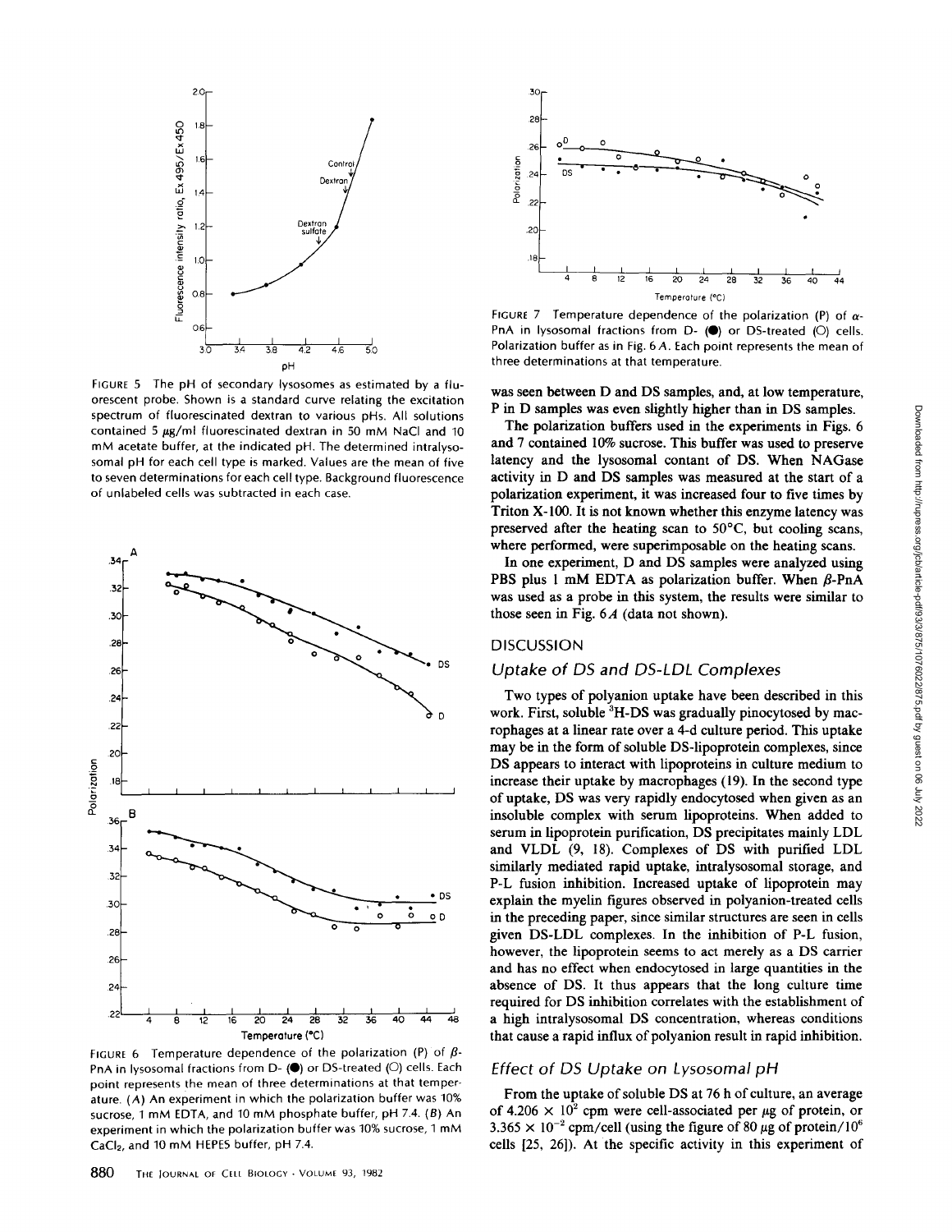FIGURE 5 The pH of secondary lysosomes as estimated by a fluorescent probe. Shown is a standard curve relating the excitation spectrum of fluorescinated dextran to various pHs. All solutions contained 5 μg/ml fluorescinated dextran in 50 mM NaCl and 10 mM acetate buffer, at the indicated pH. The determined intralysosomal pH for each cell type is marked. Values are the mean of five to seven determinations for each cell type. Background fluorescence of unlabeled cells was subtracted in each case.

FIGURE 6 Temperature dependence of the polarization (P) of β-PnA in lysosomal fractions from D- (●) or DS-treated (○) cells. Each point represents the mean of three determinations at that temperature. (A) An experiment in which the polarization buffer was 10% sucrose, 1 mM EDTA, and 10 mM phosphate buffer, pH 7.4. (B) An experiment in which the polarization buffer was 10% sucrose, 1 mM $CaCl_2$, and 10 mM HEPES buffer, pH 7.4.

FIGURE 7 Temperature dependence of the polarization (P) of α-PnA in lysosomal fractions from D- (●) or DS-treated (○) cells. Polarization buffer as in Fig. 6 A. Each point represents the mean of three determinations at that temperature.

was seen between D and DS samples, and, at low temperature, P in D samples was even slightly higher than in DS samples.

The polarization buffers used in the experiments in Figs. 6 and 7 contained 10% sucrose. This buffer was used to preserve latency and the lysosomal contant of DS. When NAGase activity in D and DS samples was measured at the start of a polarization experiment, it was increased four to five times by Triton X-100. It is not known whether this enzyme latency was preserved after the heating scan to 50°C, but cooling scans, where performed, were superimposable on the heating scans.

In one experiment, D and DS samples were analyzed using PBS plus 1 mM EDTA as polarization buffer. When β-PnA was used as a probe in this system, the results were similar to those seen in Fig. 6 A (data not shown).

## DISCUSSION

### Uptake of DS and DS-LDL Complexes

Two types of polyanion uptake have been described in this work. First, soluble $^3H$-DS was gradually pinocytosed by macrophages at a linear rate over a 4-d culture period. This uptake may be in the form of soluble DS-lipoprotein complexes, since DS appears to interact with lipoproteins in culture medium to increase their uptake by macrophages (19). In the second type of uptake, DS was very rapidly endocytosed when given as an insoluble complex with serum lipoproteins. When added to serum in lipoprotein purification, DS precipitates mainly LDL and VLDL (9, 18). Complexes of DS with purified LDL similarly mediated rapid uptake, intralysosomal storage, and P-L fusion inhibition. Increased uptake of lipoprotein may explain the myelin figures observed in polyanion-treated cells in the preceding paper, since similar structures are seen in cells given DS-LDL complexes. In the inhibition of P-L fusion, however, the lipoprotein seems to act merely as a DS carrier and has no effect when endocytosed in large quantities in the absence of DS. It thus appears that the long culture time required for DS inhibition correlates with the establishment of a high intralysosomal DS concentration, whereas conditions that cause a rapid influx of polyanion result in rapid inhibition.

### Effect of DS Uptake on Lysosomal pH

From the uptake of soluble DS at 76 h of culture, an average of $4.206 \times 10^2$ cpm were cell-associated per μg of protein, or $3.365 \times 10^{-2}$ cpm/cell (using the figure of 80 μg of protein/$10^6$ cells [25, 26]). At the specific activity in this experiment of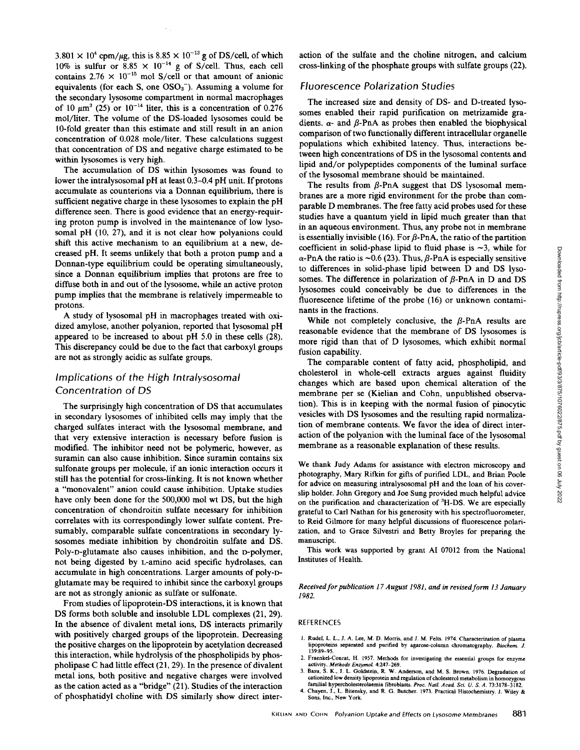$3.801 \times 10^4$ cpm/μg, this is $8.85 \times 10^{-13}$ g of DS/cell, of which 10% is sulfur or $8.85 \times 10^{-14}$ g of S/cell. Thus, each cell contains $2.76 \times 10^{-15}$ mol S/cell or that amount of anionic equivalents (for each S, one $OSO_3^-$). Assuming a volume for the secondary lysosome compartment in normal macrophages of 10 $\mu m^3$ (25) or $10^{-14}$ liter, this is a concentration of 0.276 mol/liter. The volume of the DS-loaded lysosomes could be 10-fold greater than this estimate and still result in an anion concentration of 0.028 mole/liter. These calculations suggest that concentration of DS and negative charge estimated to be within lysosomes is very high.

The accumulation of DS within lysosomes was found to lower the intralysosomal pH at least 0.3–0.4 pH unit. If protons accumulate as counterions via a Donnan equilibrium, there is sufficient negative charge in these lysosomes to explain the pH difference seen. There is good evidence that an energy-requiring proton pump is involved in the maintenance of low lysosomal pH (10, 27), and it is not clear how polyanions could shift this active mechanism to an equilibrium at a new, decreased pH. It seems unlikely that both a proton pump and a Donnan-type equilibrium could be operating simultaneously, since a Donnan equilibrium implies that protons are free to diffuse both in and out of the lysosome, while an active proton pump implies that the membrane is relatively impermeable to protons.

A study of lysosomal pH in macrophages treated with oxidized amylose, another polyanion, reported that lysosomal pH appeared to be increased to about pH 5.0 in these cells (28). This discrepancy could be due to the fact that carboxyl groups are not as strongly acidic as sulfate groups.

## Implications of the High Intralysosomal Concentration of DS

The surprisingly high concentration of DS that accumulates in secondary lysosomes of inhibited cells may imply that the charged sulfates interact with the lysosomal membrane, and that very extensive interaction is necessary before fusion is modified. The inhibitor need not be polymeric, however, as suramin can also cause inhibition. Since suramin contains six sulfonate groups per molecule, if an ionic interaction occurs it still has the potential for cross-linking. It is not known whether a "monovalent" anion could cause inhibition. Uptake studies have only been done for the 500,000 mol wt DS, but the high concentration of chondroitin sulfate necessary for inhibition correlates with its correspondingly lower sulfate content. Presumably, comparable sulfate concentrations in secondary lysosomes mediate inhibition by chondroitin sulfate and DS. Poly-D-glutamate also causes inhibition, and the D-polymer, not being digested by L-amino acid specific hydrolases, can accumulate in high concentrations. Larger amounts of poly-D-glutamate may be required to inhibit since the carboxyl groups are not as strongly anionic as sulfate or sulfonate.

From studies of lipoprotein-DS interactions, it is known that DS forms both soluble and insoluble LDL complexes (21, 29). In the absence of divalent metal ions, DS interacts primarily with positively charged groups of the lipoprotein. Decreasing the positive charges on the lipoprotein by acetylation decreased this interaction, while hydrolysis of the phospholipids by phospholipase C had little effect (21, 29). In the presence of divalent metal ions, both positive and negative charges were involved as the cation acted as a "bridge" (21). Studies of the interaction of phosphatidyl choline with DS similarly show direct interaction of the sulfate and the choline nitrogen, and calcium cross-linking of the phosphate groups with sulfate groups (22).

## Fluorescence Polarization Studies

The increased size and density of DS- and D-treated lysosomes enabled their rapid purification on metrizamide gradients. α- and β-PnA as probes then enabled the biophysical comparison of two functionally different intracellular organelle populations which exhibited latency. Thus, interactions between high concentrations of DS in the lysosomal contents and lipid and/or polypeptides components of the luminal surface of the lysosomal membrane should be maintained.

The results from β-PnA suggest that DS lysosomal membranes are a more rigid environment for the probe than comparable D membranes. The free fatty acid probes used for these studies have a quantum yield in lipid much greater than that in an aqueous environment. Thus, any probe not in membrane is essentially invisible (16). For β-PnA, the ratio of the partition coefficient in solid-phase lipid to fluid phase is ~3, while for α-PnA the ratio is ~0.6 (23). Thus, β-PnA is especially sensitive to differences in solid-phase lipid between D and DS lysosomes. The difference in polarization of β-PnA in D and DS lysosomes could conceivably be due to differences in the fluorescence lifetime of the probe (16) or unknown contaminants in the fractions.

While not completely conclusive, the β-PnA results are reasonable evidence that the membrane of DS lysosomes is more rigid than that of D lysosomes, which exhibit normal fusion capability.

The comparable content of fatty acid, phospholipid, and cholesterol in whole-cell extracts argues against fluidity changes which are based upon chemical alteration of the membrane per se (Kielian and Cohn, unpublished observation). This is in keeping with the normal fusion of pinocytic vesicles with DS lysosomes and the resulting rapid normalization of membrane contents. We favor the idea of direct interaction of the polyanion with the luminal face of the lysosomal membrane as a reasonable explanation of these results.

We thank Judy Adams for assistance with electron microscopy and photography, Mary Rifkin for gifts of purified LDL, and Brian Poole for advice on measuring intralysosomal pH and the loan of his coverslip holder. John Gregory and Joe Sung provided much helpful advice on the purification and characterization of $^3$H-DS. We are especially grateful to Carl Nathan for his generosity with his spectrofluorometer, to Reid Gilmore for many helpful discussions of fluorescence polarization, and to Grace Silvestri and Betty Broyles for preparing the manuscript.

This work was supported by grant AI 07012 from the National Institutes of Health.

*Received for publication 17 August 1981, and in revised form 13 January 1982.*

## REFERENCES

1. Rudel, L. L., J. A. Lee, M. D. Morris, and J. M. Felts. 1974. Characterization of plasma lipoproteins separated and purified by agarose-column chromatography. *Biochem. J.* 139:89–95.
2. Fraenkel-Conrat, H. 1957. Methods for investigating the essential groups for enzyme activity. *Methods Enzymol.* 4:247–269.
3. Basu, S. K., J. L. Goldstein, R. W. Anderson, and M. S. Brown. 1976. Degradation of cationized low density lipoprotein and regulation of cholesterol metabolism in homozygous familial hypercholesterolaemia fibroblasts. *Proc. Natl. Acad. Sci. U. S. A.* 73:3178–3182.
4. Chayen, J., L. Bitensky, and R. G. Butcher. 1973. Practical Histochemistry. J. Wiley & Sons, Inc., New York.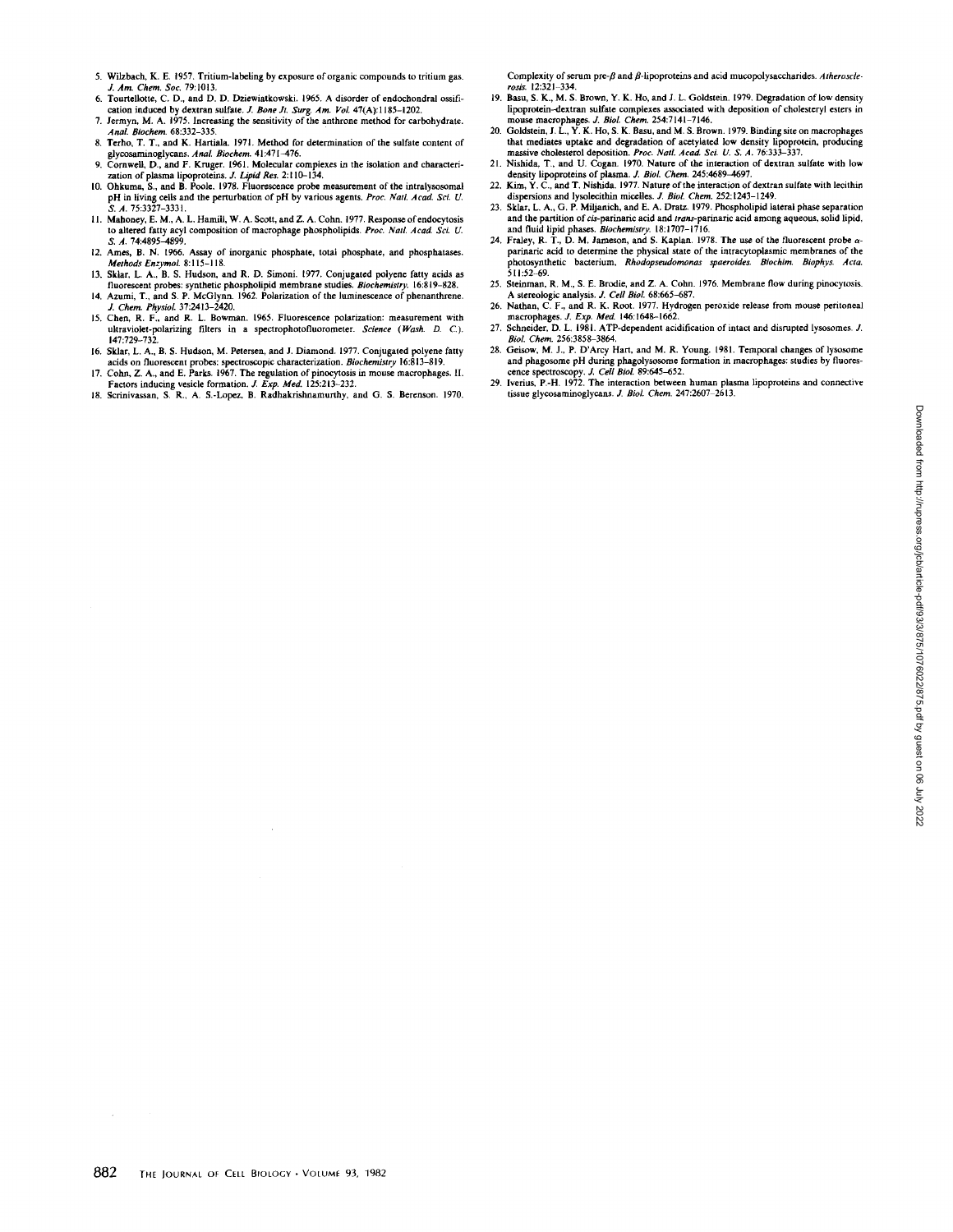5. Wilzbach, K. E. 1957. Tritium-labeling by exposure of organic compounds to tritium gas. *J. Am. Chem. Soc.* 79:1013.
6. Tourtellotte, C. D., and D. D. Dziewiatkowski. 1965. A disorder of endochondral ossification induced by dextran sulfate. *J. Bone Jt. Surg. Am. Vol.* 47(A):1185–1202.
7. Jermyn, M. A. 1975. Increasing the sensitivity of the anthrone method for carbohydrate. *Anal. Biochem.* 68:332–335.
8. Terho, T. T., and K. Hartiala. 1971. Method for determination of the sulfate content of glycosaminoglycans. *Anal. Biochem.* 41:471–476.
9. Cornwell, D., and F. Kruger. 1961. Molecular complexes in the isolation and characterization of plasma lipoproteins. *J. Lipid Res.* 2:110–134.
10. Ohkuma, S., and B. Poole. 1978. Fluorescence probe measurement of the intralysosomal pH in living cells and the perturbation of pH by various agents. *Proc. Natl. Acad. Sci. U. S. A.* 75:3327–3331.
11. Mahoney, E. M., A. L. Hamill, W. A. Scott, and Z. A. Cohn. 1977. Response of endocytosis to altered fatty acyl composition of macrophage phospholipids. *Proc. Natl. Acad. Sci. U. S. A.* 74:4895–4899.
12. Ames, B. N. 1966. Assay of inorganic phosphate, total phosphate, and phosphatases. *Methods Enzymol.* 8:115–118.
13. Sklar, L. A., B. S. Hudson, and R. D. Simoni. 1977. Conjugated polyene fatty acids as fluorescent probes: synthetic phospholipid membrane studies. *Biochemistry.* 16:819–828.
14. Azumi, T., and S. P. McGlynn. 1962. Polarization of the luminescence of phenanthrene. *J. Chem. Physiol.* 37:2413–2420.
15. Chen, R. F., and R. L. Bowman. 1965. Fluorescence polarization: measurement with ultraviolet-polarizing filters in a spectrophotofluorometer. *Science (Wash. D. C.).* 147:729–732.
16. Sklar, L. A., B. S. Hudson, M. Petersen, and J. Diamond. 1977. Conjugated polyene fatty acids on fluorescent probes: spectroscopic characterization. *Biochemistry* 16:813–819.
17. Cohn, Z. A., and E. Parks. 1967. The regulation of pinocytosis in mouse macrophages. II. Factors inducing vesicle formation. *J. Exp. Med.* 125:213–232.
18. Srinivassan, S. R., A. S.-Lopez, B. Radhakrishnamurthy, and G. S. Berenson. 1970. Complexity of serum pre-$\beta$ and $\beta$-lipoproteins and acid mucopolysaccharides. *Atherosclerosis.* 12:321–334.
19. Basu, S. K., M. S. Brown, Y. K. Ho, and J. L. Goldstein. 1979. Degradation of low density lipoprotein–dextran sulfate complexes associated with deposition of cholesteryl esters in mouse macrophages. *J. Biol. Chem.* 254:7141–7146.
20. Goldstein, J. L., Y. K. Ho, S. K. Basu, and M. S. Brown. 1979. Binding site on macrophages that mediates uptake and degradation of acetylated low density lipoprotein, producing massive cholesterol deposition. *Proc. Natl. Acad. Sci. U. S. A.* 76:333–337.
21. Nishida, T., and U. Cogan. 1970. Nature of the interaction of dextran sulfate with low density lipoproteins of plasma. *J. Biol. Chem.* 245:4689–4697.
22. Kim, Y. C., and T. Nishida. 1977. Nature of the interaction of dextran sulfate with lecithin dispersions and lysolecithin micelles. *J. Biol. Chem.* 252:1243–1249.
23. Sklar, L. A., G. P. Miljanich, and E. A. Dratz. 1979. Phospholipid lateral phase separation and the partition of *cis*-parinaric acid and *trans*-parinaric acid among aqueous, solid lipid, and fluid lipid phases. *Biochemistry.* 18:1707–1716.
24. Fraley, R. T., D. M. Jameson, and S. Kaplan. 1978. The use of the fluorescent probe $\alpha$-parinaric acid to determine the physical state of the intracytoplasmic membranes of the photosynthetic bacterium, *Rhodopseudomonas spaeroides. Biochim. Biophys. Acta.* 511:52–69.
25. Steinman, R. M., S. E. Brodie, and Z. A. Cohn. 1976. Membrane flow during pinocytosis. A stereologic analysis. *J. Cell Biol.* 68:665–687.
26. Nathan, C. F., and R. K. Root. 1977. Hydrogen peroxide release from mouse peritoneal macrophages. *J. Exp. Med.* 146:1648–1662.
27. Schneider, D. L. 1981. ATP-dependent acidification of intact and disrupted lysosomes. *J. Biol. Chem.* 256:3858–3864.
28. Geisow, M. J., P. D'Arcy Hart, and M. R. Young. 1981. Temporal changes of lysosome and phagosome pH during phagolysosome formation in macrophages: studies by fluorescence spectroscopy. *J. Cell Biol.* 89:645–652.
29. Iverius, P.-H. 1972. The interaction between human plasma lipoproteins and connective tissue glycosaminoglycans. *J. Biol. Chem.* 247:2607–2613.